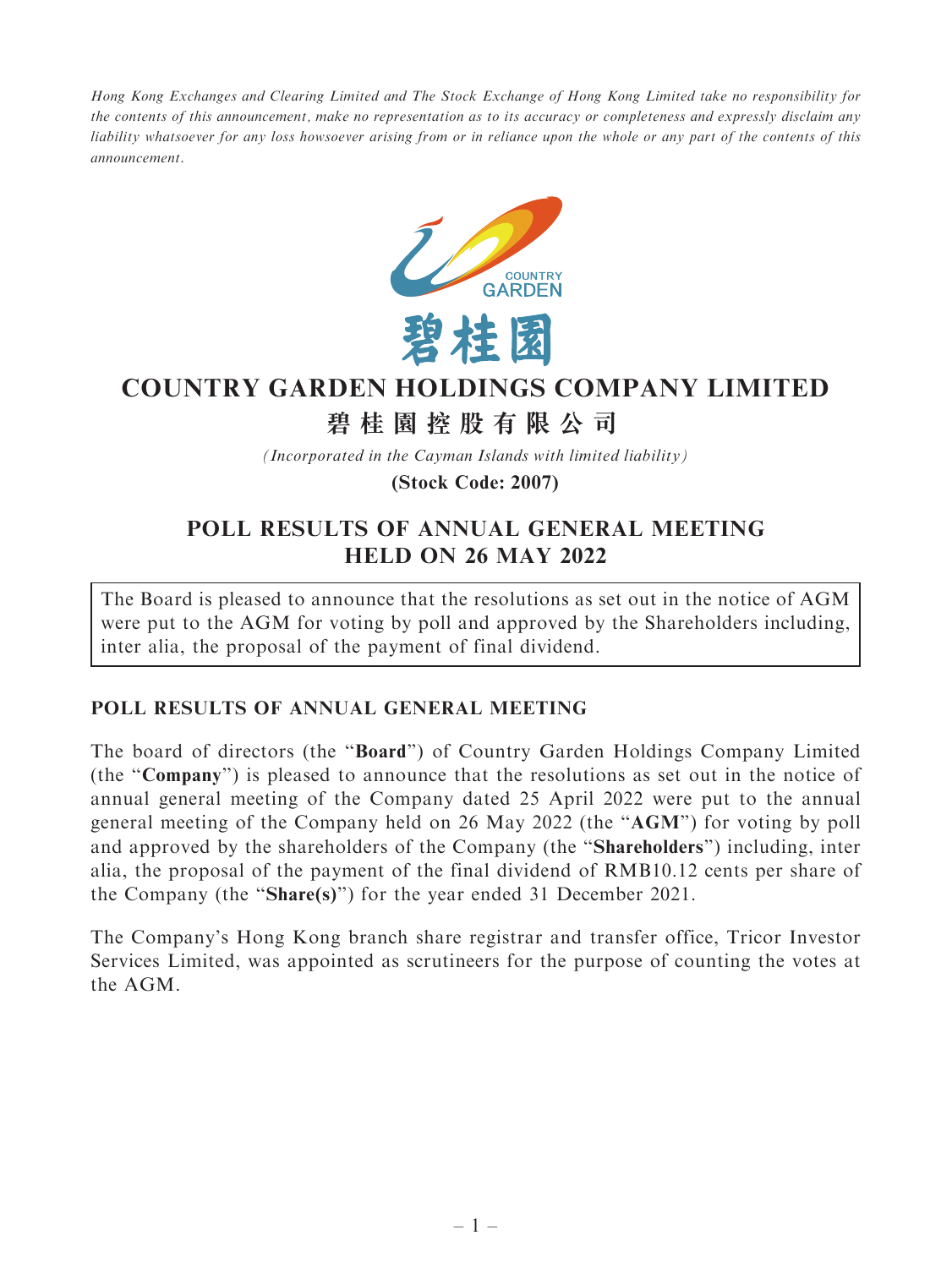*Hong Kong Exchanges and Clearing Limited and The Stock Exchange of Hong Kong Limited take no responsibility for the contents of this announcement, make no representation as to its accuracy or completeness and expressly disclaim any liability whatsoever for any loss howsoever arising from or in reliance upon the whole or any part of the contents of this announcement.*

# COUNTRY GARDEN HOLDINGS COMPANY LIMITED

# 碧桂園控股有限公司

*(Incorporated in the Cayman Islands with limited liability)*

**(Stock Code: 2007)**

## POLL RESULTS OF ANNUAL GENERAL MEETING HELD ON 26 MAY 2022

The Board is pleased to announce that the resolutions as set out in the notice of AGM were put to the AGM for voting by poll and approved by the Shareholders including, inter alia, the proposal of the payment of final dividend.

### POLL RESULTS OF ANNUAL GENERAL MEETING

The board of directors (the "**Board**") of Country Garden Holdings Company Limited (the "**Company**") is pleased to announce that the resolutions as set out in the notice of annual general meeting of the Company dated 25 April 2022 were put to the annual general meeting of the Company held on 26 May 2022 (the "**AGM**") for voting by poll and approved by the shareholders of the Company (the "**Shareholders**") including, inter alia, the proposal of the payment of the final dividend of RMB10.12 cents per share of the Company (the "**Share(s)**") for the year ended 31 December 2021.

The Company's Hong Kong branch share registrar and transfer office, Tricor Investor Services Limited, was appointed as scrutineers for the purpose of counting the votes at the AGM.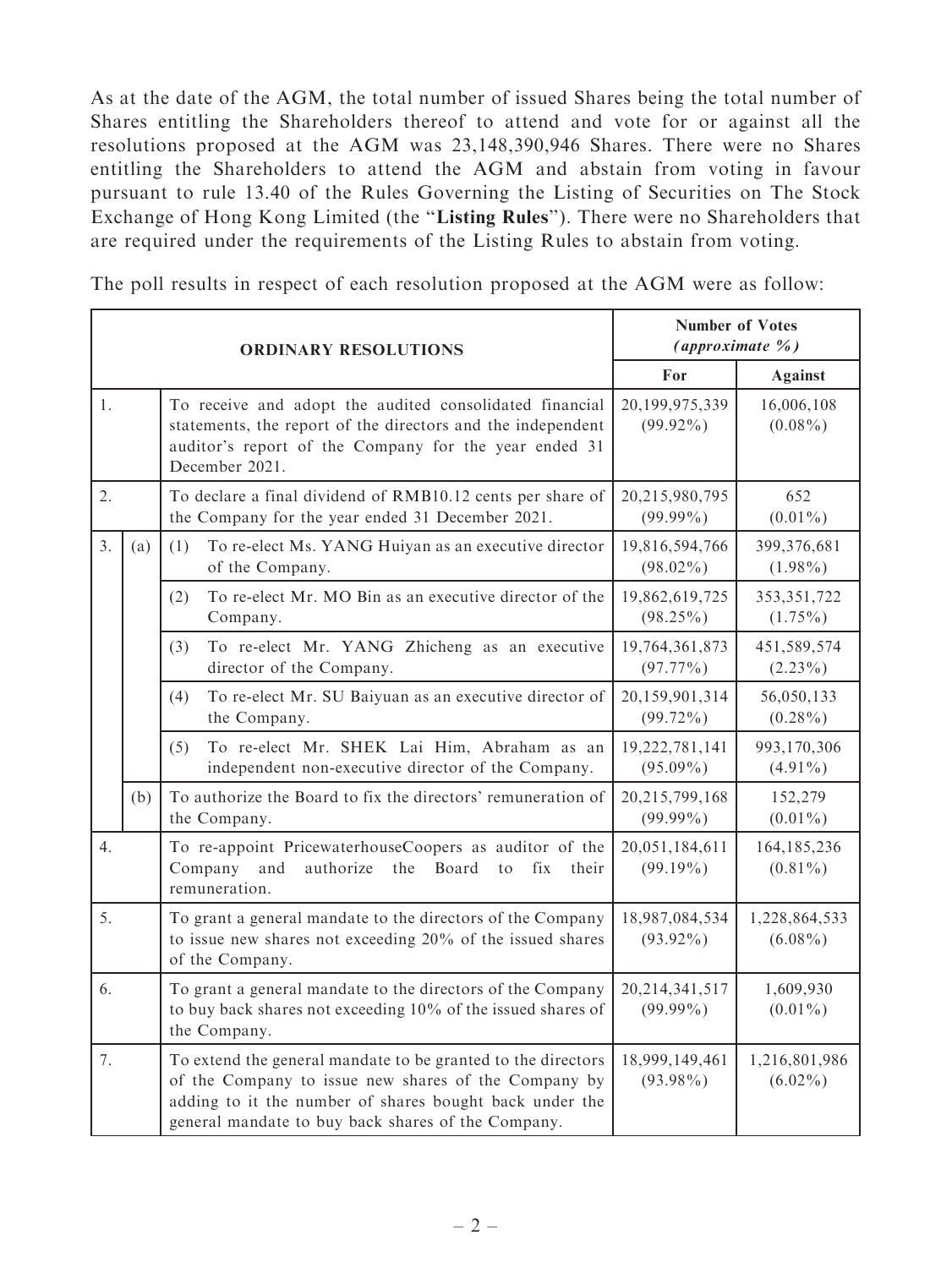As at the date of the AGM, the total number of issued Shares being the total number of Shares entitling the Shareholders thereof to attend and vote for or against all the resolutions proposed at the AGM was 23,148,390,946 Shares. There were no Shares entitling the Shareholders to attend the AGM and abstain from voting in favour pursuant to rule 13.40 of the Rules Governing the Listing of Securities on The Stock Exchange of Hong Kong Limited (the "**Listing Rules**"). There were no Shareholders that are required under the requirements of the Listing Rules to abstain from voting.

The poll results in respect of each resolution proposed at the AGM were as follow:

| **ORDINARY RESOLUTIONS** | | | **Number of Votes** *(approximate %)* | |
|---|---|---|---|---|
| | | | **For** | **Against** |
| 1. | | To receive and adopt the audited consolidated financial statements, the report of the directors and the independent auditor's report of the Company for the year ended 31 December 2021. | 20,199,975,339 (99.92%) | 16,006,108 (0.08%) |
| 2. | | To declare a final dividend of RMB10.12 cents per share of the Company for the year ended 31 December 2021. | 20,215,980,795 (99.99%) | 652 (0.01%) |
| 3. | (a) | (1) To re-elect Ms. YANG Huiyan as an executive director of the Company. | 19,816,594,766 (98.02%) | 399,376,681 (1.98%) |
| | | (2) To re-elect Mr. MO Bin as an executive director of the Company. | 19,862,619,725 (98.25%) | 353,351,722 (1.75%) |
| | | (3) To re-elect Mr. YANG Zhicheng as an executive director of the Company. | 19,764,361,873 (97.77%) | 451,589,574 (2.23%) |
| | | (4) To re-elect Mr. SU Baiyuan as an executive director of the Company. | 20,159,901,314 (99.72%) | 56,050,133 (0.28%) |
| | | (5) To re-elect Mr. SHEK Lai Him, Abraham as an independent non-executive director of the Company. | 19,222,781,141 (95.09%) | 993,170,306 (4.91%) |
| | (b) | To authorize the Board to fix the directors' remuneration of the Company. | 20,215,799,168 (99.99%) | 152,279 (0.01%) |
| 4. | | To re-appoint PricewaterhouseCoopers as auditor of the Company and authorize the Board to fix their remuneration. | 20,051,184,611 (99.19%) | 164,185,236 (0.81%) |
| 5. | | To grant a general mandate to the directors of the Company to issue new shares not exceeding 20% of the issued shares of the Company. | 18,987,084,534 (93.92%) | 1,228,864,533 (6.08%) |
| 6. | | To grant a general mandate to the directors of the Company to buy back shares not exceeding 10% of the issued shares of the Company. | 20,214,341,517 (99.99%) | 1,609,930 (0.01%) |
| 7. | | To extend the general mandate to be granted to the directors of the Company to issue new shares of the Company by adding to it the number of shares bought back under the general mandate to buy back shares of the Company. | 18,999,149,461 (93.98%) | 1,216,801,986 (6.02%) |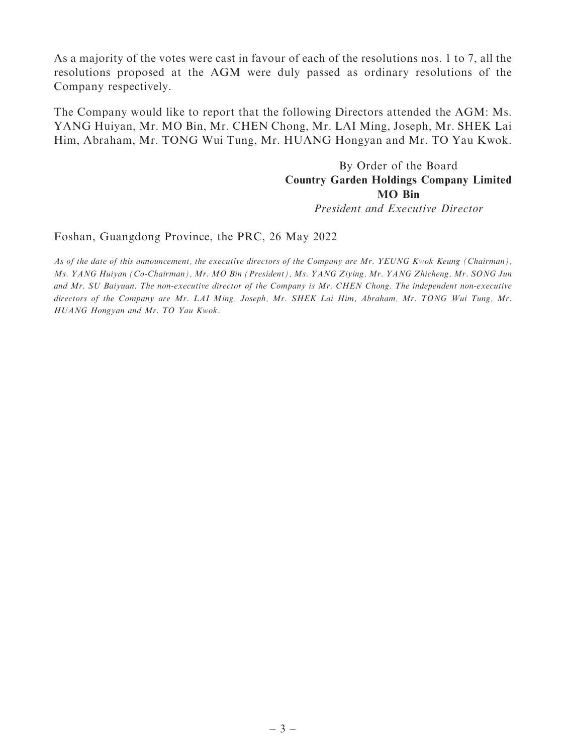As a majority of the votes were cast in favour of each of the resolutions nos. 1 to 7, all the resolutions proposed at the AGM were duly passed as ordinary resolutions of the Company respectively.

The Company would like to report that the following Directors attended the AGM: Ms. YANG Huiyan, Mr. MO Bin, Mr. CHEN Chong, Mr. LAI Ming, Joseph, Mr. SHEK Lai Him, Abraham, Mr. TONG Wui Tung, Mr. HUANG Hongyan and Mr. TO Yau Kwok.

By Order of the Board
**Country Garden Holdings Company Limited**
**MO Bin**
*President and Executive Director*

Foshan, Guangdong Province, the PRC, 26 May 2022

*As of the date of this announcement, the executive directors of the Company are Mr. YEUNG Kwok Keung (Chairman), Ms. YANG Huiyan (Co-Chairman), Mr. MO Bin (President), Ms. YANG Ziying, Mr. YANG Zhicheng, Mr. SONG Jun and Mr. SU Baiyuan. The non-executive director of the Company is Mr. CHEN Chong. The independent non-executive directors of the Company are Mr. LAI Ming, Joseph, Mr. SHEK Lai Him, Abraham, Mr. TONG Wui Tung, Mr. HUANG Hongyan and Mr. TO Yau Kwok.*